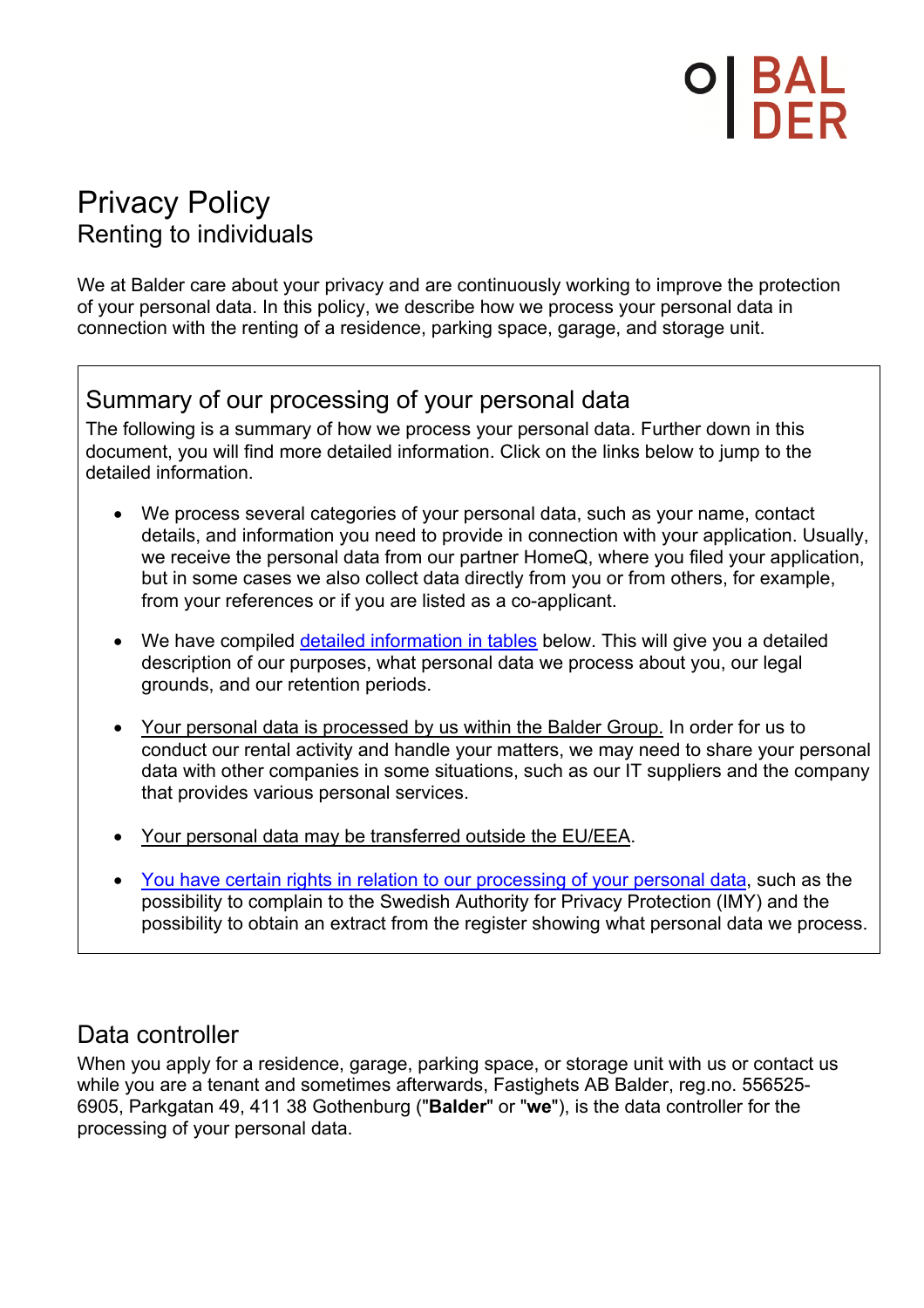# Privacy Policy

## Renting to individuals

We at Balder care about your privacy and are continuously working to improve the protection of your personal data. In this policy, we describe how we process your personal data in connection with the renting of a residence, parking space, garage, and storage unit.

## Summary of our processing of your personal data

The following is a summary of how we process your personal data. Further down in this document, you will find more detailed information. Click on the links below to jump to the detailed information.

- We process several categories of your personal data, such as your name, contact details, and information you need to provide in connection with your application. Usually, we receive the personal data from our partner HomeQ, where you filed your application, but in some cases we also collect data directly from you or from others, for example, from your references or if you are listed as a co-applicant.
- We have compiled detailed information in tables below. This will give you a detailed description of our purposes, what personal data we process about you, our legal grounds, and our retention periods.
- Your personal data is processed by us within the Balder Group. In order for us to conduct our rental activity and handle your matters, we may need to share your personal data with other companies in some situations, such as our IT suppliers and the company that provides various personal services.
- Your personal data may be transferred outside the EU/EEA.
- You have certain rights in relation to our processing of your personal data, such as the possibility to complain to the Swedish Authority for Privacy Protection (IMY) and the possibility to obtain an extract from the register showing what personal data we process.

## Data controller

When you apply for a residence, garage, parking space, or storage unit with us or contact us while you are a tenant and sometimes afterwards, Fastighets AB Balder, reg.no. 556525-6905, Parkgatan 49, 411 38 Gothenburg ("**Balder**" or "**we**"), is the data controller for the processing of your personal data.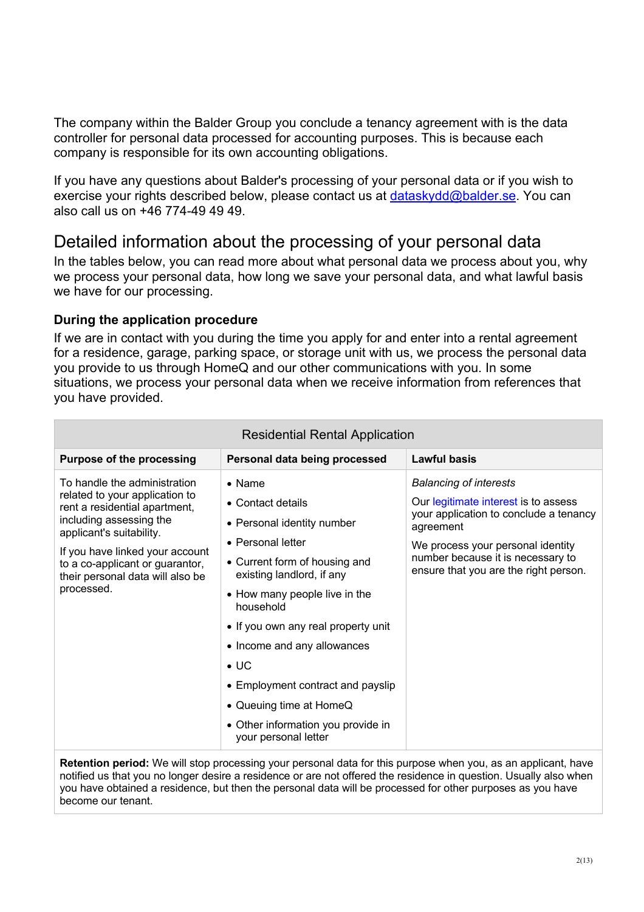The company within the Balder Group you conclude a tenancy agreement with is the data controller for personal data processed for accounting purposes. This is because each company is responsible for its own accounting obligations.

If you have any questions about Balder's processing of your personal data or if you wish to exercise your rights described below, please contact us at [dataskydd@balder.se](mailto:dataskydd@balder.se). You can also call us on +46 774-49 49 49.

## Detailed information about the processing of your personal data

In the tables below, you can read more about what personal data we process about you, why we process your personal data, how long we save your personal data, and what lawful basis we have for our processing.

### During the application procedure

If we are in contact with you during the time you apply for and enter into a rental agreement for a residence, garage, parking space, or storage unit with us, we process the personal data you provide to us through HomeQ and our other communications with you. In some situations, we process your personal data when we receive information from references that you have provided.

| Residential Rental Application | | |
|---|---|---|
| **Purpose of the processing** | **Personal data being processed** | **Lawful basis** |
| To handle the administration related to your application to rent a residential apartment, including assessing the applicant's suitability.<br><br>If you have linked your account to a co-applicant or guarantor, their personal data will also be processed. | • Name<br>• Contact details<br>• Personal identity number<br>• Personal letter<br>• Current form of housing and existing landlord, if any<br>• How many people live in the household<br>• If you own any real property unit<br>• Income and any allowances<br>• UC<br>• Employment contract and payslip<br>• Queuing time at HomeQ<br>• Other information you provide in your personal letter | *Balancing of interests*<br><br>Our legitimate interest is to assess your application to conclude a tenancy agreement<br><br>We process your personal identity number because it is necessary to ensure that you are the right person. |
| **Retention period:** We will stop processing your personal data for this purpose when you, as an applicant, have notified us that you no longer desire a residence or are not offered the residence in question. Usually also when you have obtained a residence, but then the personal data will be processed for other purposes as you have become our tenant. | | |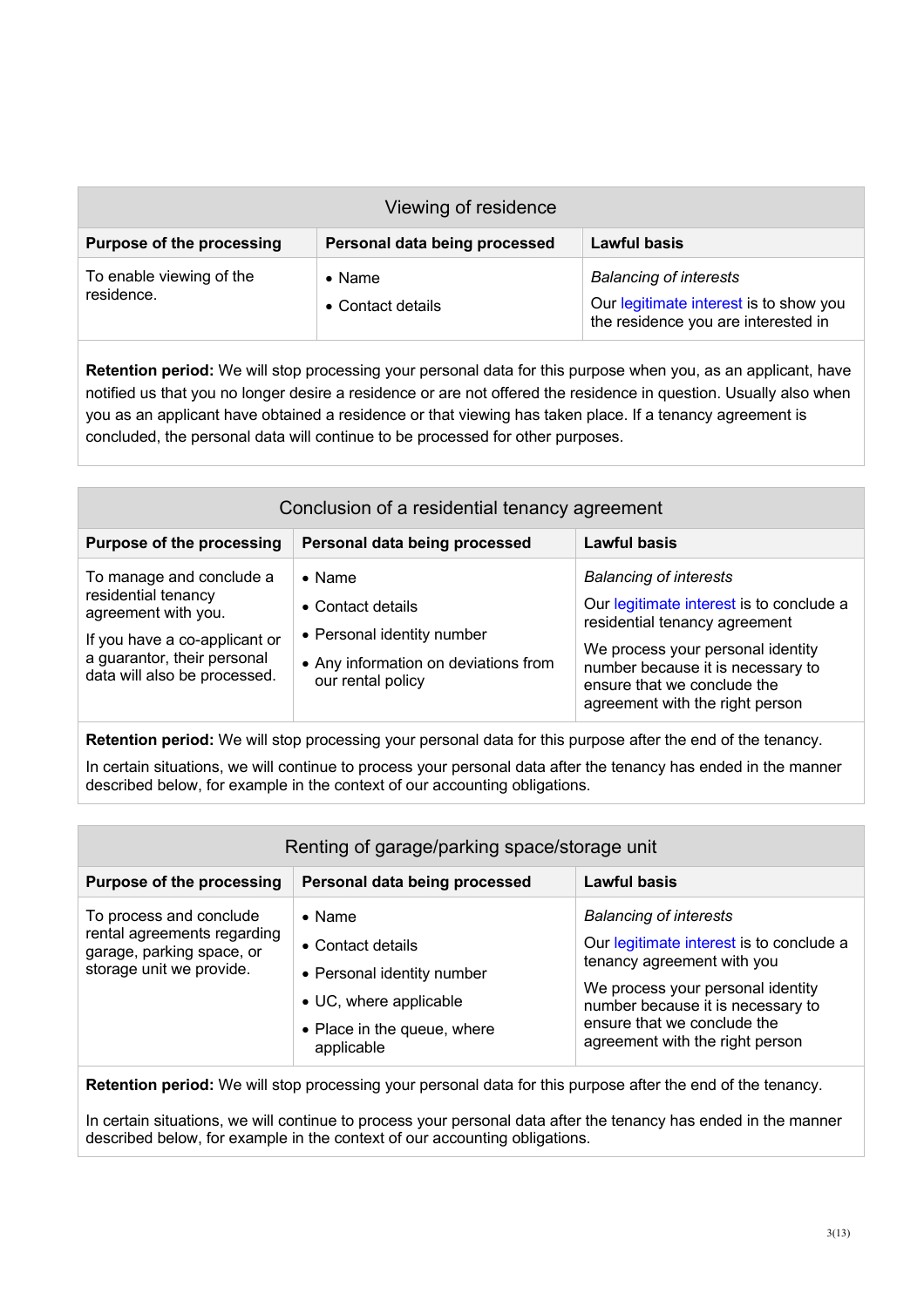## Viewing of residence

| Purpose of the processing | Personal data being processed | Lawful basis |
|---|---|---|
| To enable viewing of the residence. | • Name<br>• Contact details | *Balancing of interests*<br>Our legitimate interest is to show you the residence you are interested in |

**Retention period:** We will stop processing your personal data for this purpose when you, as an applicant, have notified us that you no longer desire a residence or are not offered the residence in question. Usually also when you as an applicant have obtained a residence or that viewing has taken place. If a tenancy agreement is concluded, the personal data will continue to be processed for other purposes.

## Conclusion of a residential tenancy agreement

| Purpose of the processing | Personal data being processed | Lawful basis |
|---|---|---|
| To manage and conclude a residential tenancy agreement with you.<br>If you have a co-applicant or a guarantor, their personal data will also be processed. | • Name<br>• Contact details<br>• Personal identity number<br>• Any information on deviations from our rental policy | *Balancing of interests*<br>Our legitimate interest is to conclude a residential tenancy agreement<br>We process your personal identity number because it is necessary to ensure that we conclude the agreement with the right person |

**Retention period:** We will stop processing your personal data for this purpose after the end of the tenancy.

In certain situations, we will continue to process your personal data after the tenancy has ended in the manner described below, for example in the context of our accounting obligations.

## Renting of garage/parking space/storage unit

| Purpose of the processing | Personal data being processed | Lawful basis |
|---|---|---|
| To process and conclude rental agreements regarding garage, parking space, or storage unit we provide. | • Name<br>• Contact details<br>• Personal identity number<br>• UC, where applicable<br>• Place in the queue, where applicable | *Balancing of interests*<br>Our legitimate interest is to conclude a tenancy agreement with you<br>We process your personal identity number because it is necessary to ensure that we conclude the agreement with the right person |

**Retention period:** We will stop processing your personal data for this purpose after the end of the tenancy.

In certain situations, we will continue to process your personal data after the tenancy has ended in the manner described below, for example in the context of our accounting obligations.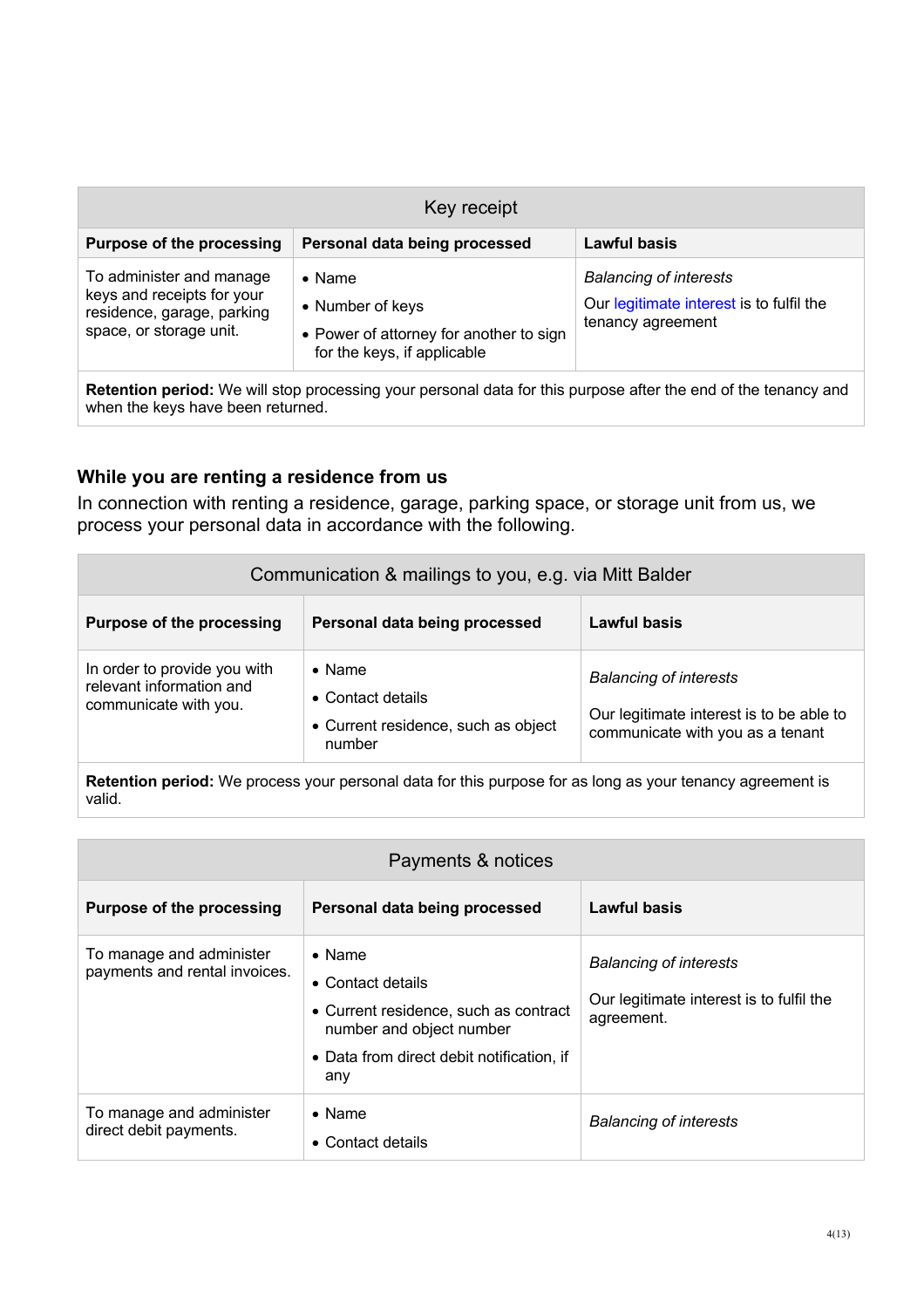| Key receipt | | |
|---|---|---|
| **Purpose of the processing** | **Personal data being processed** | **Lawful basis** |
| To administer and manage keys and receipts for your residence, garage, parking space, or storage unit. | • Name<br>• Number of keys<br>• Power of attorney for another to sign for the keys, if applicable | *Balancing of interests*<br>Our legitimate interest is to fulfil the tenancy agreement |
| **Retention period:** We will stop processing your personal data for this purpose after the end of the tenancy and when the keys have been returned. | | |

### While you are renting a residence from us

In connection with renting a residence, garage, parking space, or storage unit from us, we process your personal data in accordance with the following.

| Communication & mailings to you, e.g. via Mitt Balder | | |
|---|---|---|
| **Purpose of the processing** | **Personal data being processed** | **Lawful basis** |
| In order to provide you with relevant information and communicate with you. | • Name<br>• Contact details<br>• Current residence, such as object number | *Balancing of interests*<br>Our legitimate interest is to be able to communicate with you as a tenant |
| **Retention period:** We process your personal data for this purpose for as long as your tenancy agreement is valid. | | |

| Payments & notices | | |
|---|---|---|
| **Purpose of the processing** | **Personal data being processed** | **Lawful basis** |
| To manage and administer payments and rental invoices. | • Name<br>• Contact details<br>• Current residence, such as contract number and object number<br>• Data from direct debit notification, if any | *Balancing of interests*<br>Our legitimate interest is to fulfil the agreement. |
| To manage and administer direct debit payments. | • Name<br>• Contact details | *Balancing of interests* |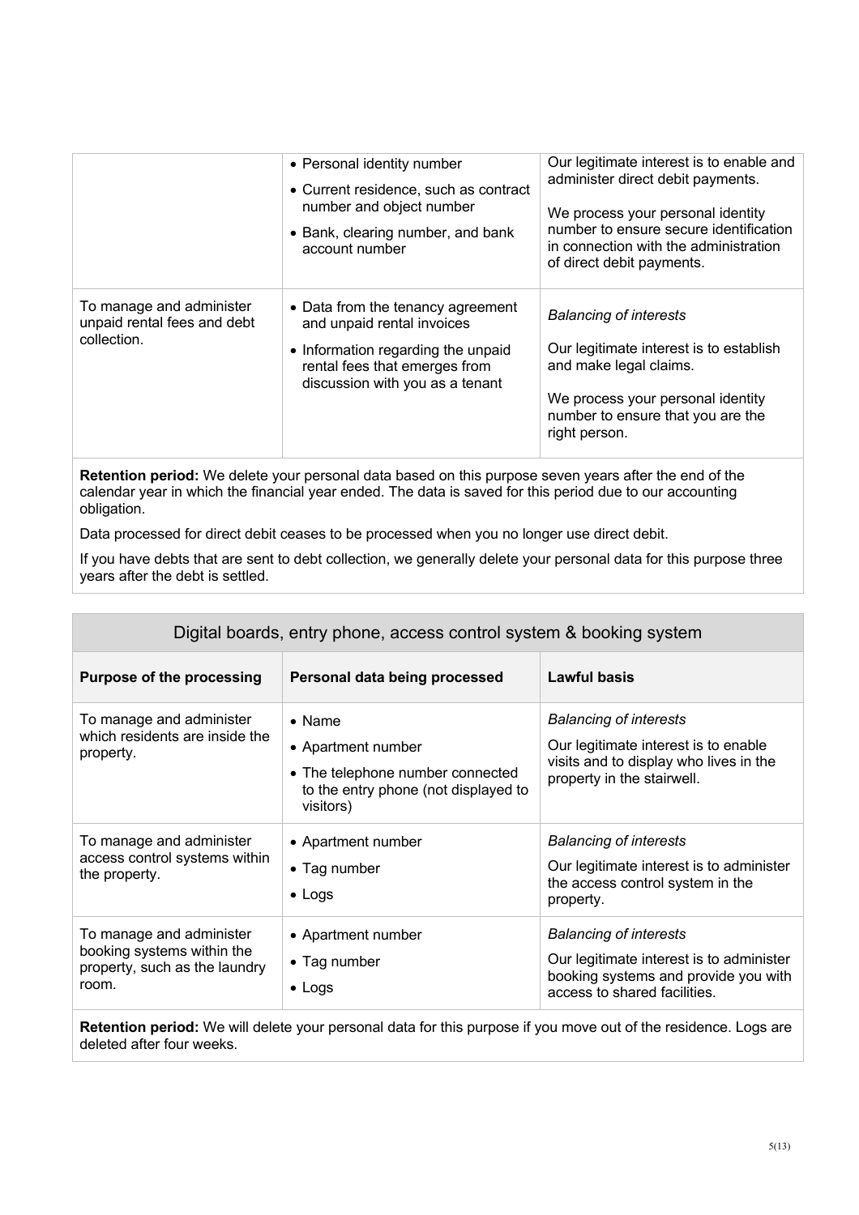| | | |
|---|---|---|
| | • Personal identity number<br>• Current residence, such as contract number and object number<br>• Bank, clearing number, and bank account number | Our legitimate interest is to enable and administer direct debit payments.<br><br>We process your personal identity number to ensure secure identification in connection with the administration of direct debit payments. |
| To manage and administer unpaid rental fees and debt collection. | • Data from the tenancy agreement and unpaid rental invoices<br>• Information regarding the unpaid rental fees that emerges from discussion with you as a tenant | *Balancing of interests*<br><br>Our legitimate interest is to establish and make legal claims.<br><br>We process your personal identity number to ensure that you are the right person. |

**Retention period:** We delete your personal data based on this purpose seven years after the end of the calendar year in which the financial year ended. The data is saved for this period due to our accounting obligation.

Data processed for direct debit ceases to be processed when you no longer use direct debit.

If you have debts that are sent to debt collection, we generally delete your personal data for this purpose three years after the debt is settled.

## Digital boards, entry phone, access control system & booking system

| Purpose of the processing | Personal data being processed | Lawful basis |
|---|---|---|
| To manage and administer which residents are inside the property. | • Name<br>• Apartment number<br>• The telephone number connected to the entry phone (not displayed to visitors) | *Balancing of interests*<br><br>Our legitimate interest is to enable visits and to display who lives in the property in the stairwell. |
| To manage and administer access control systems within the property. | • Apartment number<br>• Tag number<br>• Logs | *Balancing of interests*<br><br>Our legitimate interest is to administer the access control system in the property. |
| To manage and administer booking systems within the property, such as the laundry room. | • Apartment number<br>• Tag number<br>• Logs | *Balancing of interests*<br><br>Our legitimate interest is to administer booking systems and provide you with access to shared facilities. |

**Retention period:** We will delete your personal data for this purpose if you move out of the residence. Logs are deleted after four weeks.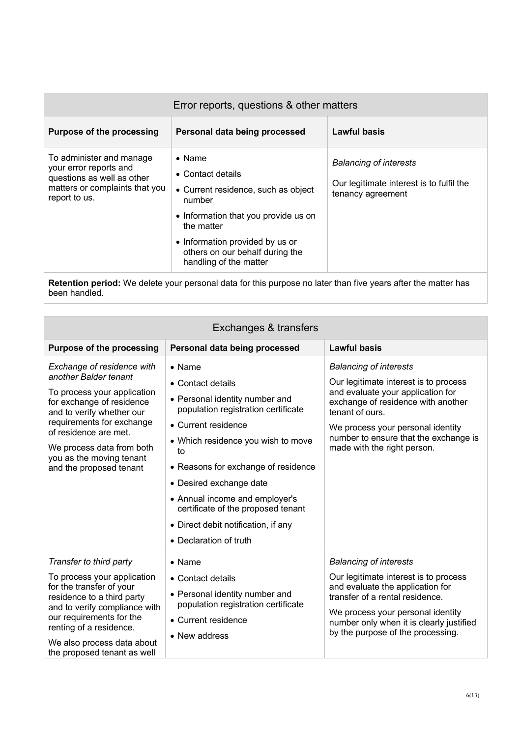| Error reports, questions & other matters | | |
|---|---|---|
| **Purpose of the processing** | **Personal data being processed** | **Lawful basis** |
| To administer and manage your error reports and questions as well as other matters or complaints that you report to us. | • Name<br>• Contact details<br>• Current residence, such as object number<br>• Information that you provide us on the matter<br>• Information provided by us or others on our behalf during the handling of the matter | *Balancing of interests*<br><br>Our legitimate interest is to fulfil the tenancy agreement |
| **Retention period:** We delete your personal data for this purpose no later than five years after the matter has been handled. | | |

| Exchanges & transfers | | |
|---|---|---|
| **Purpose of the processing** | **Personal data being processed** | **Lawful basis** |
| *Exchange of residence with another Balder tenant*<br><br>To process your application for exchange of residence and to verify whether our requirements for exchange of residence are met.<br><br>We process data from both you as the moving tenant and the proposed tenant | • Name<br>• Contact details<br>• Personal identity number and population registration certificate<br>• Current residence<br>• Which residence you wish to move to<br>• Reasons for exchange of residence<br>• Desired exchange date<br>• Annual income and employer's certificate of the proposed tenant<br>• Direct debit notification, if any<br>• Declaration of truth | *Balancing of interests*<br><br>Our legitimate interest is to process and evaluate your application for exchange of residence with another tenant of ours.<br><br>We process your personal identity number to ensure that the exchange is made with the right person. |
| *Transfer to third party*<br><br>To process your application for the transfer of your residence to a third party and to verify compliance with our requirements for the renting of a residence.<br><br>We also process data about the proposed tenant as well | • Name<br>• Contact details<br>• Personal identity number and population registration certificate<br>• Current residence<br>• New address | *Balancing of interests*<br><br>Our legitimate interest is to process and evaluate the application for transfer of a rental residence.<br><br>We process your personal identity number only when it is clearly justified by the purpose of the processing. |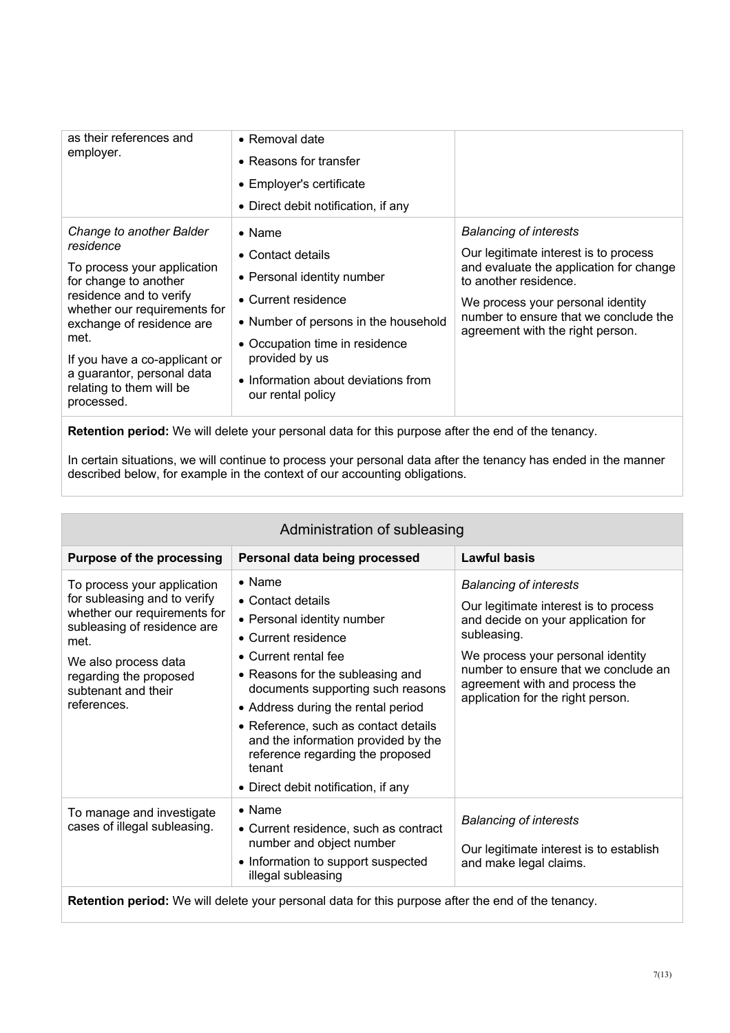| | | |
|---|---|---|
| as their references and employer. | • Removal date<br>• Reasons for transfer<br>• Employer's certificate<br>• Direct debit notification, if any | |
| *Change to another Balder residence*<br><br>To process your application for change to another residence and to verify whether our requirements for exchange of residence are met.<br><br>If you have a co-applicant or a guarantor, personal data relating to them will be processed. | • Name<br>• Contact details<br>• Personal identity number<br>• Current residence<br>• Number of persons in the household<br>• Occupation time in residence provided by us<br>• Information about deviations from our rental policy | *Balancing of interests*<br><br>Our legitimate interest is to process and evaluate the application for change to another residence.<br><br>We process your personal identity number to ensure that we conclude the agreement with the right person. |

**Retention period:** We will delete your personal data for this purpose after the end of the tenancy.

In certain situations, we will continue to process your personal data after the tenancy has ended in the manner described below, for example in the context of our accounting obligations.

## Administration of subleasing

| Purpose of the processing | Personal data being processed | Lawful basis |
|---|---|---|
| To process your application for subleasing and to verify whether our requirements for subleasing of residence are met.<br><br>We also process data regarding the proposed subtenant and their references. | • Name<br>• Contact details<br>• Personal identity number<br>• Current residence<br>• Current rental fee<br>• Reasons for the subleasing and documents supporting such reasons<br>• Address during the rental period<br>• Reference, such as contact details and the information provided by the reference regarding the proposed tenant<br>• Direct debit notification, if any | *Balancing of interests*<br><br>Our legitimate interest is to process and decide on your application for subleasing.<br><br>We process your personal identity number to ensure that we conclude an agreement with and process the application for the right person. |
| To manage and investigate cases of illegal subleasing. | • Name<br>• Current residence, such as contract number and object number<br>• Information to support suspected illegal subleasing | *Balancing of interests*<br><br>Our legitimate interest is to establish and make legal claims. |

**Retention period:** We will delete your personal data for this purpose after the end of the tenancy.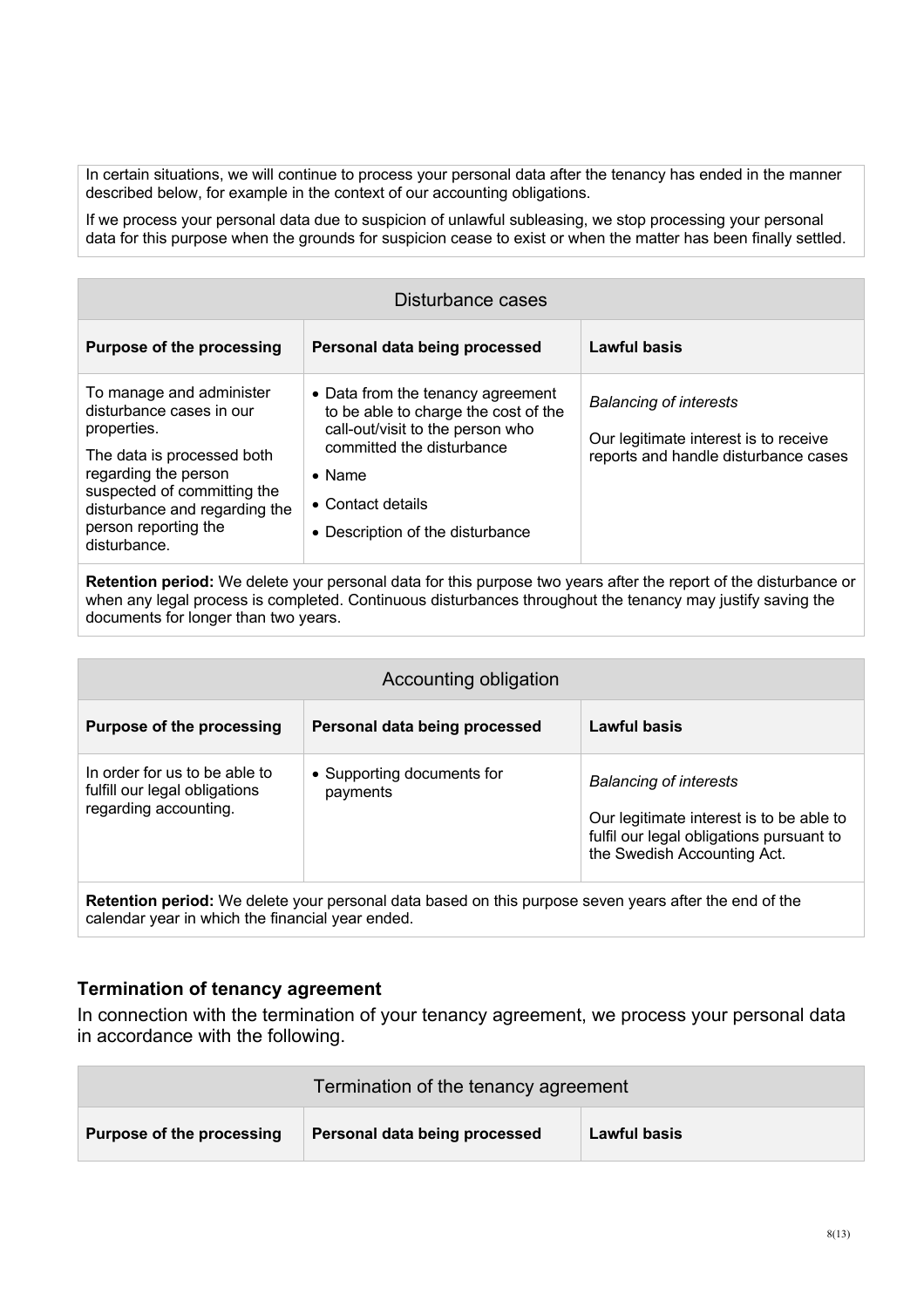In certain situations, we will continue to process your personal data after the tenancy has ended in the manner described below, for example in the context of our accounting obligations.

If we process your personal data due to suspicion of unlawful subleasing, we stop processing your personal data for this purpose when the grounds for suspicion cease to exist or when the matter has been finally settled.

| Disturbance cases | | |
|---|---|---|
| **Purpose of the processing** | **Personal data being processed** | **Lawful basis** |
| To manage and administer disturbance cases in our properties.<br><br>The data is processed both regarding the person suspected of committing the disturbance and regarding the person reporting the disturbance. | • Data from the tenancy agreement to be able to charge the cost of the call-out/visit to the person who committed the disturbance<br>• Name<br>• Contact details<br>• Description of the disturbance | *Balancing of interests*<br><br>Our legitimate interest is to receive reports and handle disturbance cases |

**Retention period:** We delete your personal data for this purpose two years after the report of the disturbance or when any legal process is completed. Continuous disturbances throughout the tenancy may justify saving the documents for longer than two years.

| Accounting obligation | | |
|---|---|---|
| **Purpose of the processing** | **Personal data being processed** | **Lawful basis** |
| In order for us to be able to fulfill our legal obligations regarding accounting. | • Supporting documents for payments | *Balancing of interests*<br><br>Our legitimate interest is to be able to fulfil our legal obligations pursuant to the Swedish Accounting Act. |

**Retention period:** We delete your personal data based on this purpose seven years after the end of the calendar year in which the financial year ended.

### Termination of tenancy agreement

In connection with the termination of your tenancy agreement, we process your personal data in accordance with the following.

| Termination of the tenancy agreement | | |
|---|---|---|
| **Purpose of the processing** | **Personal data being processed** | **Lawful basis** |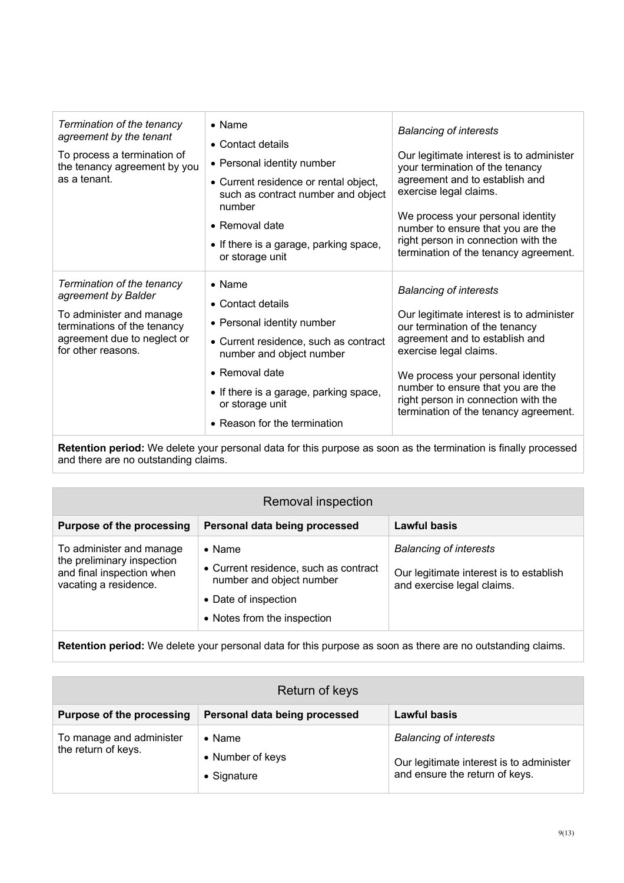| | | |
|---|---|---|
| *Termination of the tenancy agreement by the tenant*<br><br>To process a termination of the tenancy agreement by you as a tenant. | • Name<br>• Contact details<br>• Personal identity number<br>• Current residence or rental object, such as contract number and object number<br>• Removal date<br>• If there is a garage, parking space, or storage unit | *Balancing of interests*<br><br>Our legitimate interest is to administer your termination of the tenancy agreement and to establish and exercise legal claims.<br><br>We process your personal identity number to ensure that you are the right person in connection with the termination of the tenancy agreement. |
| *Termination of the tenancy agreement by Balder*<br><br>To administer and manage terminations of the tenancy agreement due to neglect or for other reasons. | • Name<br>• Contact details<br>• Personal identity number<br>• Current residence, such as contract number and object number<br>• Removal date<br>• If there is a garage, parking space, or storage unit<br>• Reason for the termination | *Balancing of interests*<br><br>Our legitimate interest is to administer our termination of the tenancy agreement and to establish and exercise legal claims.<br><br>We process your personal identity number to ensure that you are the right person in connection with the termination of the tenancy agreement. |

**Retention period:** We delete your personal data for this purpose as soon as the termination is finally processed and there are no outstanding claims.

## Removal inspection

| Purpose of the processing | Personal data being processed | Lawful basis |
|---|---|---|
| To administer and manage the preliminary inspection and final inspection when vacating a residence. | • Name<br>• Current residence, such as contract number and object number<br>• Date of inspection<br>• Notes from the inspection | *Balancing of interests*<br><br>Our legitimate interest is to establish and exercise legal claims. |

**Retention period:** We delete your personal data for this purpose as soon as there are no outstanding claims.

## Return of keys

| Purpose of the processing | Personal data being processed | Lawful basis |
|---|---|---|
| To manage and administer the return of keys. | • Name<br>• Number of keys<br>• Signature | *Balancing of interests*<br><br>Our legitimate interest is to administer and ensure the return of keys. |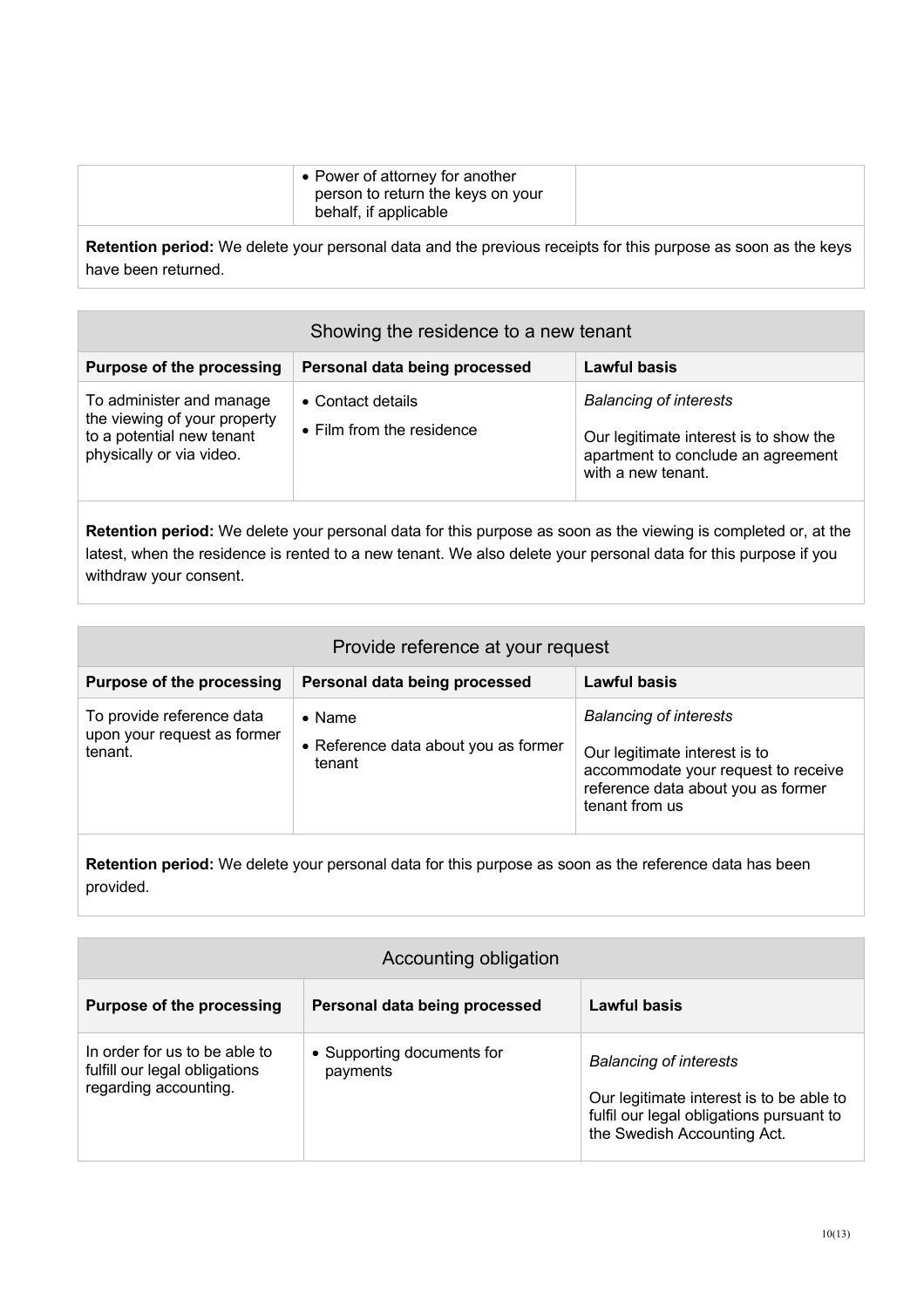| | | |
|---|---|---|
| | • Power of attorney for another person to return the keys on your behalf, if applicable | |

**Retention period:** We delete your personal data and the previous receipts for this purpose as soon as the keys have been returned.

### Showing the residence to a new tenant

| Purpose of the processing | Personal data being processed | Lawful basis |
|---|---|---|
| To administer and manage the viewing of your property to a potential new tenant physically or via video. | • Contact details<br>• Film from the residence | *Balancing of interests*<br><br>Our legitimate interest is to show the apartment to conclude an agreement with a new tenant. |

**Retention period:** We delete your personal data for this purpose as soon as the viewing is completed or, at the latest, when the residence is rented to a new tenant. We also delete your personal data for this purpose if you withdraw your consent.

### Provide reference at your request

| Purpose of the processing | Personal data being processed | Lawful basis |
|---|---|---|
| To provide reference data upon your request as former tenant. | • Name<br>• Reference data about you as former tenant | *Balancing of interests*<br><br>Our legitimate interest is to accommodate your request to receive reference data about you as former tenant from us |

**Retention period:** We delete your personal data for this purpose as soon as the reference data has been provided.

### Accounting obligation

| Purpose of the processing | Personal data being processed | Lawful basis |
|---|---|---|
| In order for us to be able to fulfill our legal obligations regarding accounting. | • Supporting documents for payments | *Balancing of interests*<br><br>Our legitimate interest is to be able to fulfil our legal obligations pursuant to the Swedish Accounting Act. |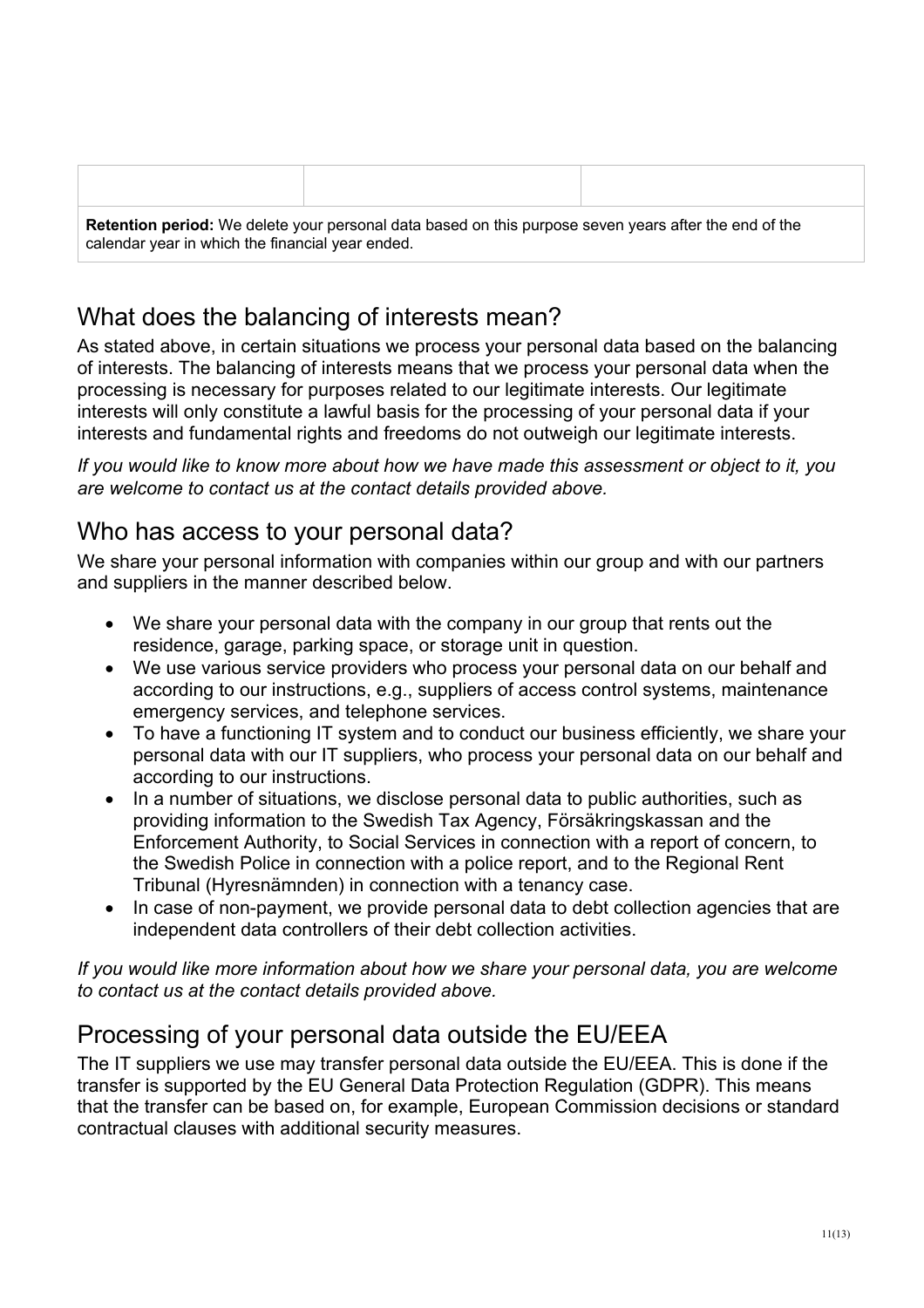| | | |
|---|---|---|
| | | |
| **Retention period:** We delete your personal data based on this purpose seven years after the end of the calendar year in which the financial year ended. | | |

## What does the balancing of interests mean?

As stated above, in certain situations we process your personal data based on the balancing of interests. The balancing of interests means that we process your personal data when the processing is necessary for purposes related to our legitimate interests. Our legitimate interests will only constitute a lawful basis for the processing of your personal data if your interests and fundamental rights and freedoms do not outweigh our legitimate interests.

*If you would like to know more about how we have made this assessment or object to it, you are welcome to contact us at the contact details provided above.*

## Who has access to your personal data?

We share your personal information with companies within our group and with our partners and suppliers in the manner described below.

- We share your personal data with the company in our group that rents out the residence, garage, parking space, or storage unit in question.
- We use various service providers who process your personal data on our behalf and according to our instructions, e.g., suppliers of access control systems, maintenance emergency services, and telephone services.
- To have a functioning IT system and to conduct our business efficiently, we share your personal data with our IT suppliers, who process your personal data on our behalf and according to our instructions.
- In a number of situations, we disclose personal data to public authorities, such as providing information to the Swedish Tax Agency, Försäkringskassan and the Enforcement Authority, to Social Services in connection with a report of concern, to the Swedish Police in connection with a police report, and to the Regional Rent Tribunal (Hyresnämnden) in connection with a tenancy case.
- In case of non-payment, we provide personal data to debt collection agencies that are independent data controllers of their debt collection activities.

*If you would like more information about how we share your personal data, you are welcome to contact us at the contact details provided above.*

## Processing of your personal data outside the EU/EEA

The IT suppliers we use may transfer personal data outside the EU/EEA. This is done if the transfer is supported by the EU General Data Protection Regulation (GDPR). This means that the transfer can be based on, for example, European Commission decisions or standard contractual clauses with additional security measures.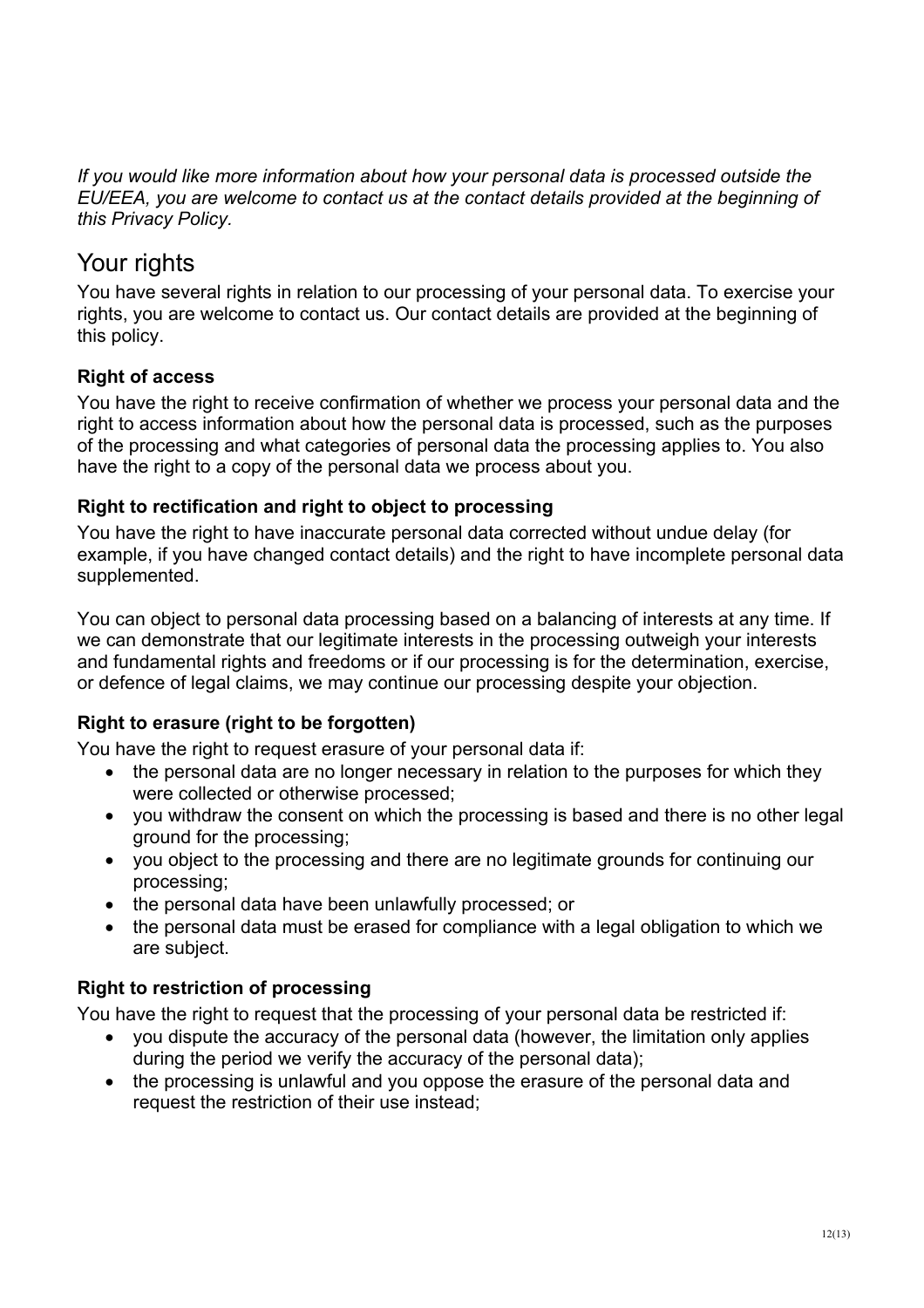*If you would like more information about how your personal data is processed outside the EU/EEA, you are welcome to contact us at the contact details provided at the beginning of this Privacy Policy.*

## Your rights

You have several rights in relation to our processing of your personal data. To exercise your rights, you are welcome to contact us. Our contact details are provided at the beginning of this policy.

### Right of access

You have the right to receive confirmation of whether we process your personal data and the right to access information about how the personal data is processed, such as the purposes of the processing and what categories of personal data the processing applies to. You also have the right to a copy of the personal data we process about you.

### Right to rectification and right to object to processing

You have the right to have inaccurate personal data corrected without undue delay (for example, if you have changed contact details) and the right to have incomplete personal data supplemented.

You can object to personal data processing based on a balancing of interests at any time. If we can demonstrate that our legitimate interests in the processing outweigh your interests and fundamental rights and freedoms or if our processing is for the determination, exercise, or defence of legal claims, we may continue our processing despite your objection.

### Right to erasure (right to be forgotten)

You have the right to request erasure of your personal data if:

- the personal data are no longer necessary in relation to the purposes for which they were collected or otherwise processed;
- you withdraw the consent on which the processing is based and there is no other legal ground for the processing;
- you object to the processing and there are no legitimate grounds for continuing our processing;
- the personal data have been unlawfully processed; or
- the personal data must be erased for compliance with a legal obligation to which we are subject.

### Right to restriction of processing

You have the right to request that the processing of your personal data be restricted if:

- you dispute the accuracy of the personal data (however, the limitation only applies during the period we verify the accuracy of the personal data);
- the processing is unlawful and you oppose the erasure of the personal data and request the restriction of their use instead;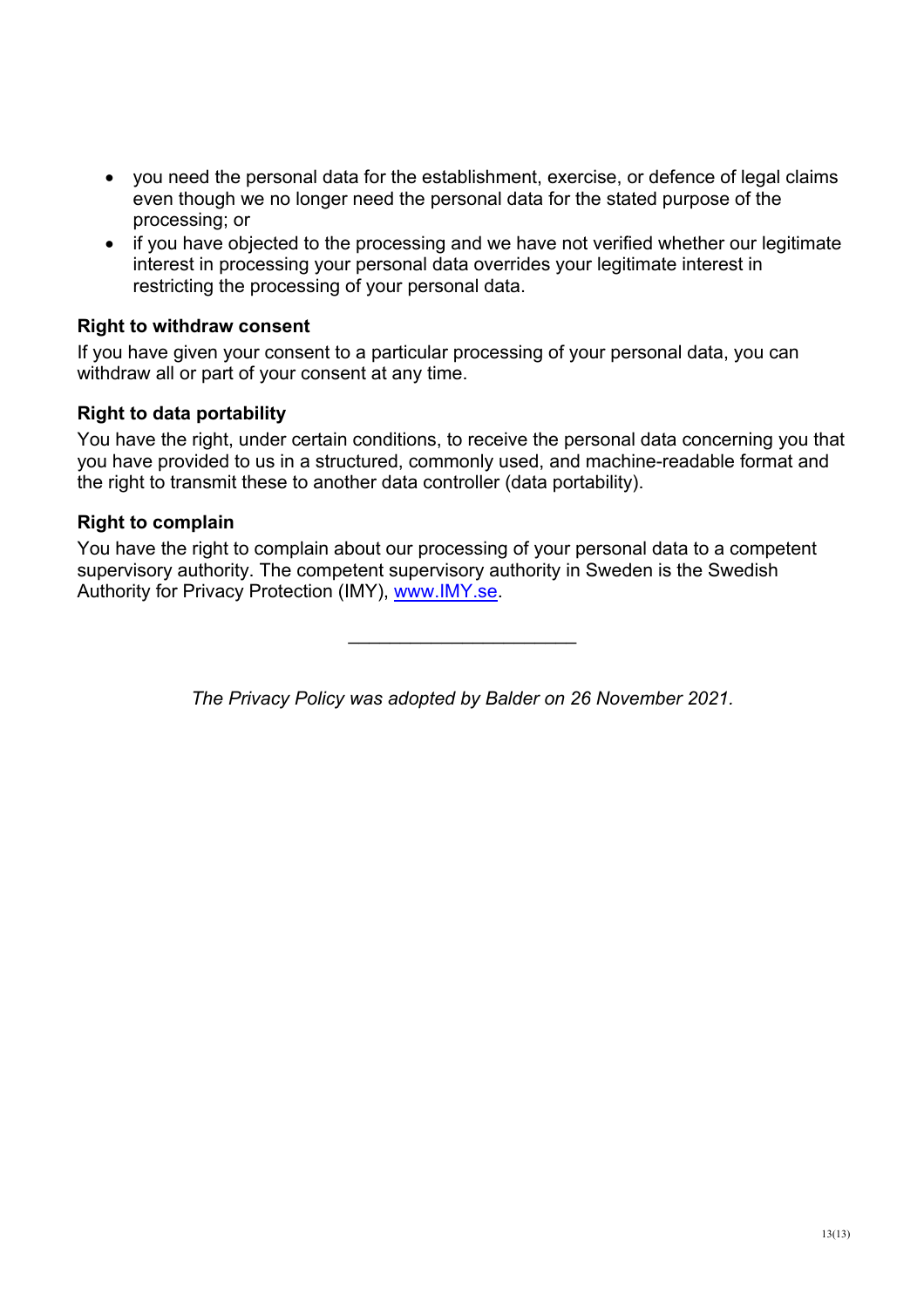- you need the personal data for the establishment, exercise, or defence of legal claims even though we no longer need the personal data for the stated purpose of the processing; or
- if you have objected to the processing and we have not verified whether our legitimate interest in processing your personal data overrides your legitimate interest in restricting the processing of your personal data.

**Right to withdraw consent**

If you have given your consent to a particular processing of your personal data, you can withdraw all or part of your consent at any time.

**Right to data portability**

You have the right, under certain conditions, to receive the personal data concerning you that you have provided to us in a structured, commonly used, and machine-readable format and the right to transmit these to another data controller (data portability).

**Right to complain**

You have the right to complain about our processing of your personal data to a competent supervisory authority. The competent supervisory authority in Sweden is the Swedish Authority for Privacy Protection (IMY), [www.IMY.se](http://www.IMY.se).

---

*The Privacy Policy was adopted by Balder on 26 November 2021.*